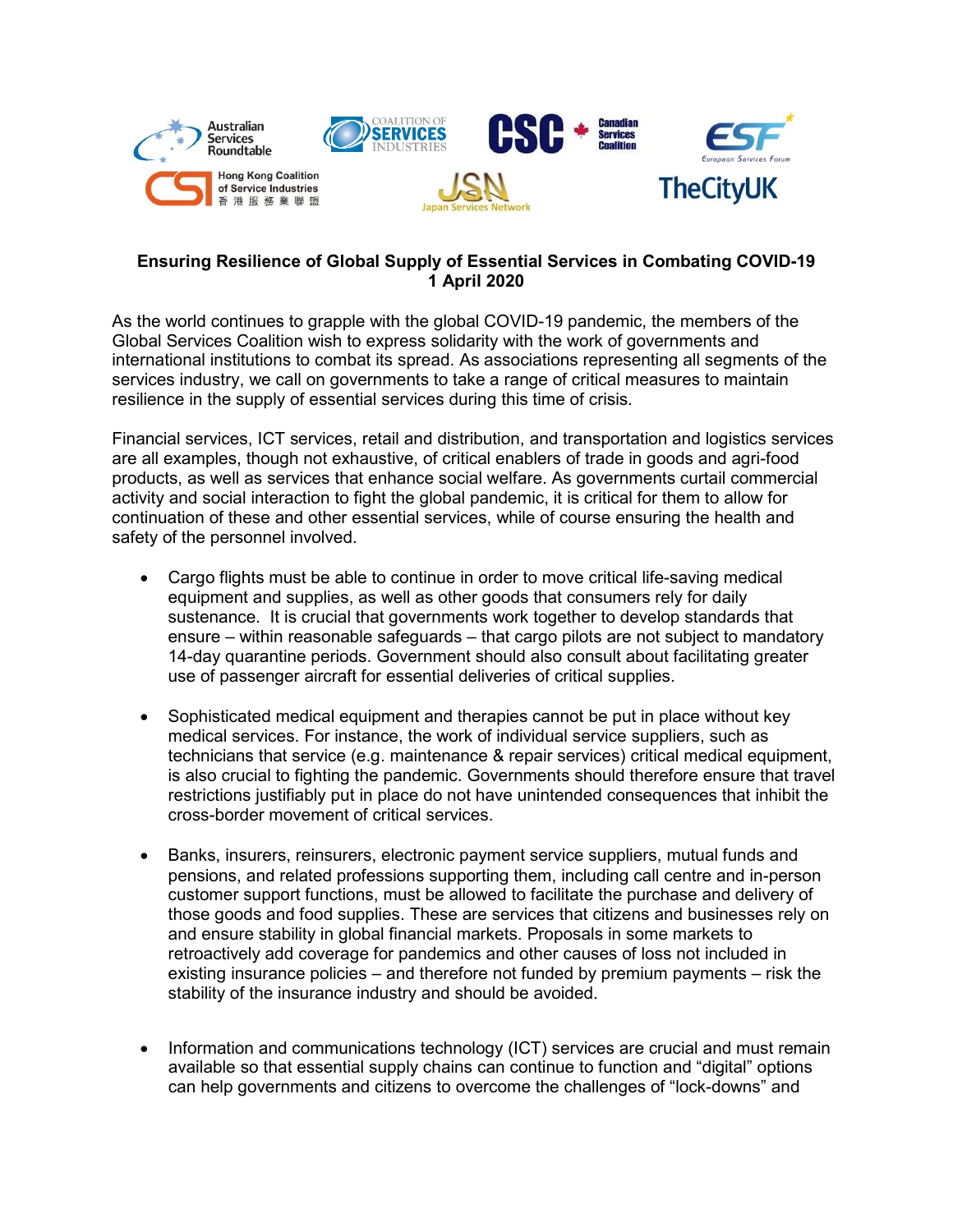Australian Services Roundtable | Coalition of Services Industries | CSC Canadian Services Coalition | ESF European Services Forum | Hong Kong Coalition of Service Industries 香港服務業聯盟 | JSN Japan Services Network | TheCityUK

**Ensuring Resilience of Global Supply of Essential Services in Combating COVID-19**
**1 April 2020**

As the world continues to grapple with the global COVID-19 pandemic, the members of the Global Services Coalition wish to express solidarity with the work of governments and international institutions to combat its spread. As associations representing all segments of the services industry, we call on governments to take a range of critical measures to maintain resilience in the supply of essential services during this time of crisis.

Financial services, ICT services, retail and distribution, and transportation and logistics services are all examples, though not exhaustive, of critical enablers of trade in goods and agri-food products, as well as services that enhance social welfare. As governments curtail commercial activity and social interaction to fight the global pandemic, it is critical for them to allow for continuation of these and other essential services, while of course ensuring the health and safety of the personnel involved.

- Cargo flights must be able to continue in order to move critical life-saving medical equipment and supplies, as well as other goods that consumers rely for daily sustenance. It is crucial that governments work together to develop standards that ensure – within reasonable safeguards – that cargo pilots are not subject to mandatory 14-day quarantine periods. Government should also consult about facilitating greater use of passenger aircraft for essential deliveries of critical supplies.

- Sophisticated medical equipment and therapies cannot be put in place without key medical services. For instance, the work of individual service suppliers, such as technicians that service (e.g. maintenance & repair services) critical medical equipment, is also crucial to fighting the pandemic. Governments should therefore ensure that travel restrictions justifiably put in place do not have unintended consequences that inhibit the cross-border movement of critical services.

- Banks, insurers, reinsurers, electronic payment service suppliers, mutual funds and pensions, and related professions supporting them, including call centre and in-person customer support functions, must be allowed to facilitate the purchase and delivery of those goods and food supplies. These are services that citizens and businesses rely on and ensure stability in global financial markets. Proposals in some markets to retroactively add coverage for pandemics and other causes of loss not included in existing insurance policies – and therefore not funded by premium payments – risk the stability of the insurance industry and should be avoided.

- Information and communications technology (ICT) services are crucial and must remain available so that essential supply chains can continue to function and "digital" options can help governments and citizens to overcome the challenges of "lock-downs" and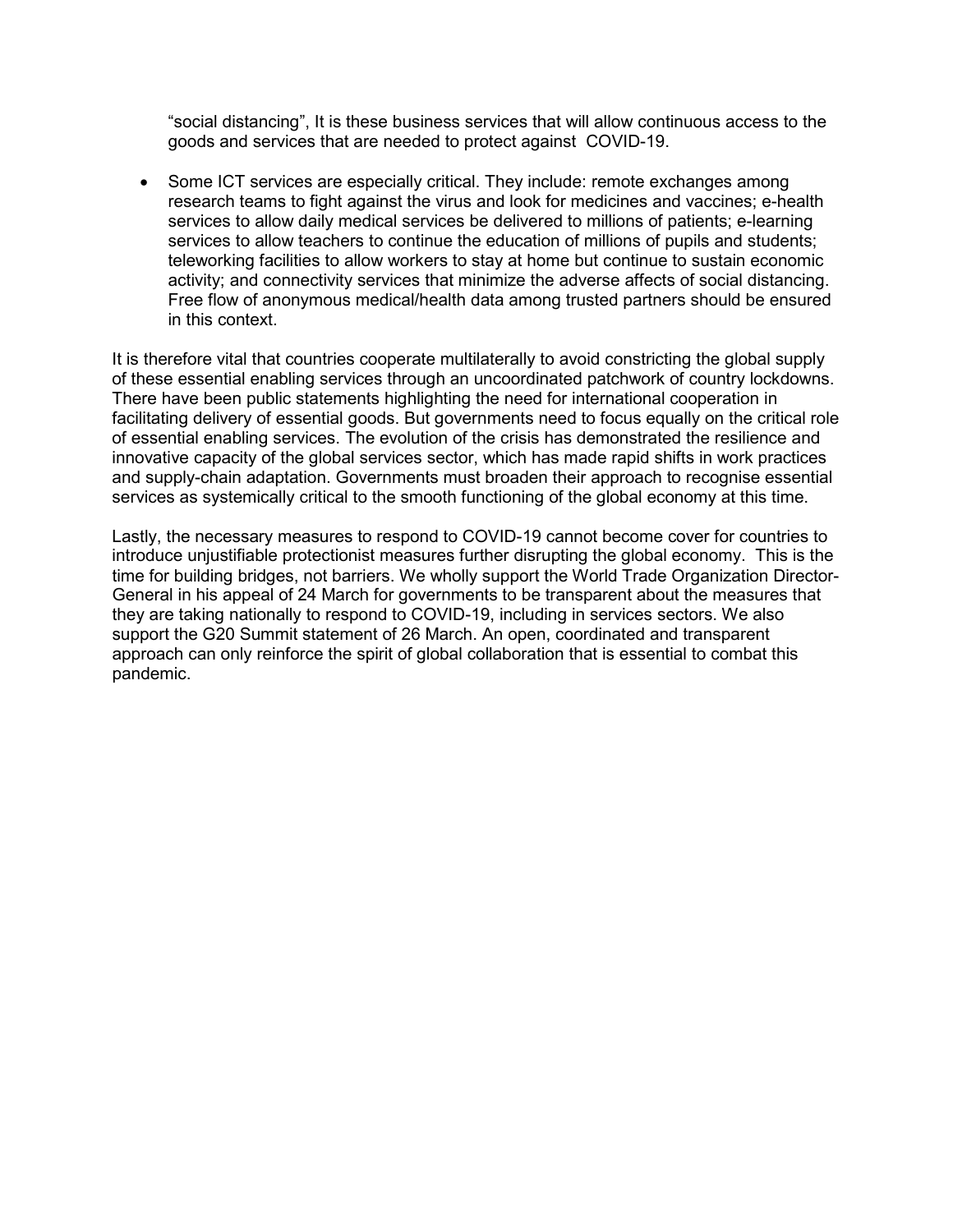"social distancing", It is these business services that will allow continuous access to the goods and services that are needed to protect against COVID-19.

- Some ICT services are especially critical. They include: remote exchanges among research teams to fight against the virus and look for medicines and vaccines; e-health services to allow daily medical services be delivered to millions of patients; e-learning services to allow teachers to continue the education of millions of pupils and students; teleworking facilities to allow workers to stay at home but continue to sustain economic activity; and connectivity services that minimize the adverse affects of social distancing. Free flow of anonymous medical/health data among trusted partners should be ensured in this context.

It is therefore vital that countries cooperate multilaterally to avoid constricting the global supply of these essential enabling services through an uncoordinated patchwork of country lockdowns. There have been public statements highlighting the need for international cooperation in facilitating delivery of essential goods. But governments need to focus equally on the critical role of essential enabling services. The evolution of the crisis has demonstrated the resilience and innovative capacity of the global services sector, which has made rapid shifts in work practices and supply-chain adaptation. Governments must broaden their approach to recognise essential services as systemically critical to the smooth functioning of the global economy at this time.

Lastly, the necessary measures to respond to COVID-19 cannot become cover for countries to introduce unjustifiable protectionist measures further disrupting the global economy. This is the time for building bridges, not barriers. We wholly support the World Trade Organization Director-General in his appeal of 24 March for governments to be transparent about the measures that they are taking nationally to respond to COVID-19, including in services sectors. We also support the G20 Summit statement of 26 March. An open, coordinated and transparent approach can only reinforce the spirit of global collaboration that is essential to combat this pandemic.